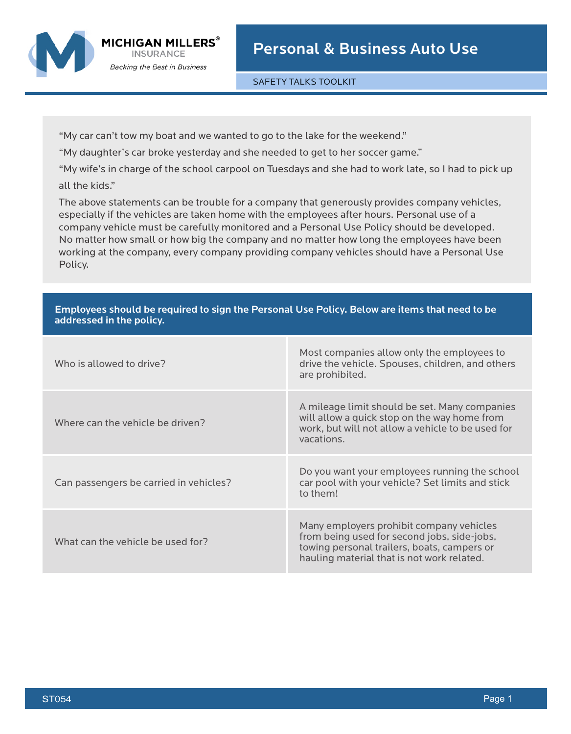MICHIGAN MILLERS® INSURANCE

*Backing the Best in Business*

# Personal & Business Auto Use

SAFETY TALKS TOOLKIT

"My car can't tow my boat and we wanted to go to the lake for the weekend."

"My daughter's car broke yesterday and she needed to get to her soccer game."

"My wife's in charge of the school carpool on Tuesdays and she had to work late, so I had to pick up all the kids."

The above statements can be trouble for a company that generously provides company vehicles, especially if the vehicles are taken home with the employees after hours. Personal use of a company vehicle must be carefully monitored and a Personal Use Policy should be developed. No matter how small or how big the company and no matter how long the employees have been working at the company, every company providing company vehicles should have a Personal Use Policy.

| **Employees should be required to sign the Personal Use Policy. Below are items that need to be addressed in the policy.** | |
|---|---|
| Who is allowed to drive? | Most companies allow only the employees to drive the vehicle. Spouses, children, and others are prohibited. |
| Where can the vehicle be driven? | A mileage limit should be set. Many companies will allow a quick stop on the way home from work, but will not allow a vehicle to be used for vacations. |
| Can passengers be carried in vehicles? | Do you want your employees running the school car pool with your vehicle? Set limits and stick to them! |
| What can the vehicle be used for? | Many employers prohibit company vehicles from being used for second jobs, side-jobs, towing personal trailers, boats, campers or hauling material that is not work related. |

ST054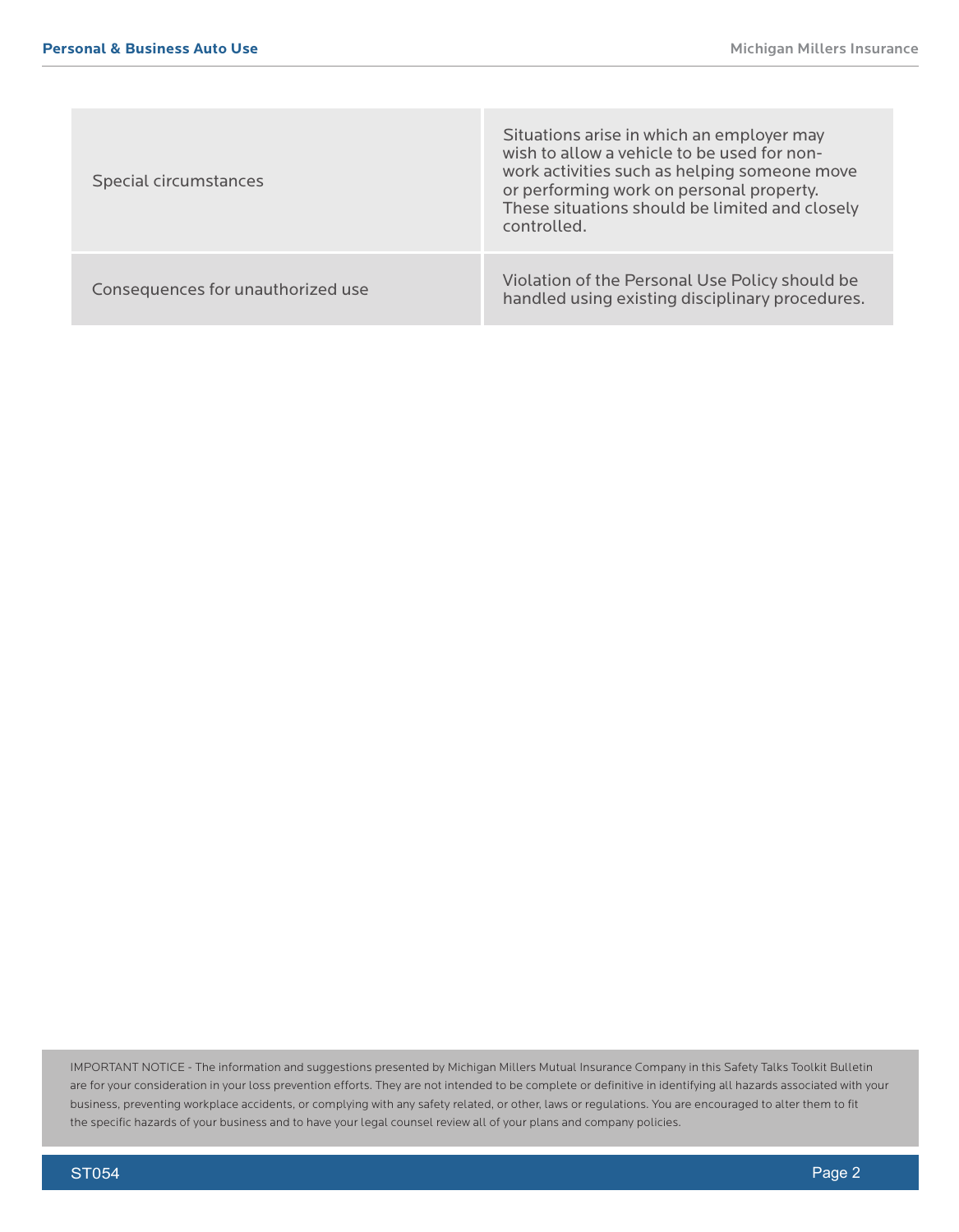| | |
|---|---|
| Special circumstances | Situations arise in which an employer may wish to allow a vehicle to be used for non-work activities such as helping someone move or performing work on personal property. These situations should be limited and closely controlled. |
| Consequences for unauthorized use | Violation of the Personal Use Policy should be handled using existing disciplinary procedures. |

IMPORTANT NOTICE - The information and suggestions presented by Michigan Millers Mutual Insurance Company in this Safety Talks Toolkit Bulletin are for your consideration in your loss prevention efforts. They are not intended to be complete or definitive in identifying all hazards associated with your business, preventing workplace accidents, or complying with any safety related, or other, laws or regulations. You are encouraged to alter them to fit the specific hazards of your business and to have your legal counsel review all of your plans and company policies.